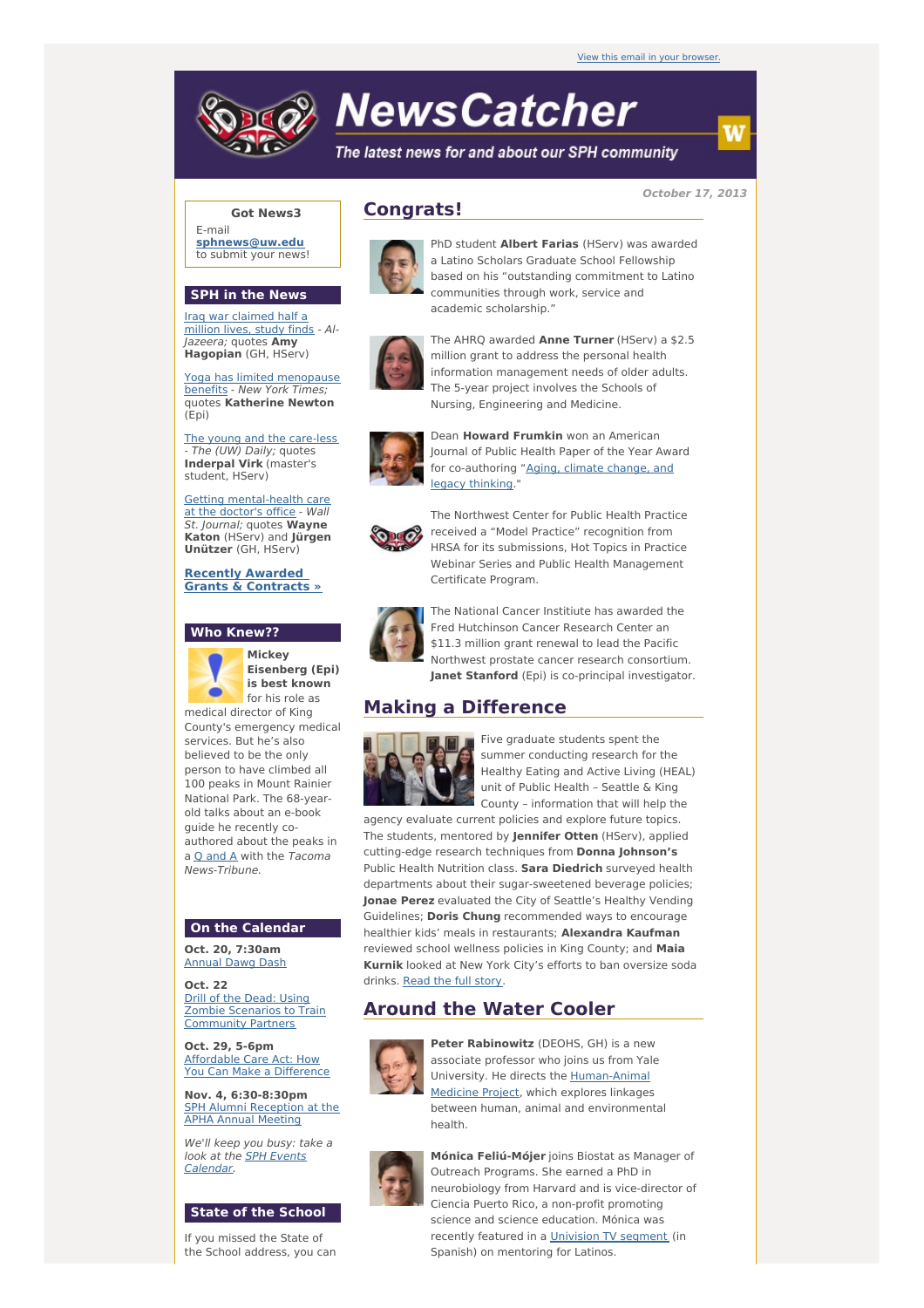View this email in your browser.

# NewsCatcher

*The latest news for and about our SPH community*

**October 17, 2013**

**Got News3**
E-mail
**sphnews@uw.edu**
to submit your news!

## SPH in the News

Iraq war claimed half a million lives, study finds - *Al-Jazeera;* quotes **Amy Hagopian** (GH, HServ)

Yoga has limited menopause benefits - *New York Times;* quotes **Katherine Newton** (Epi)

The young and the care-less - *The (UW) Daily;* quotes **Inderpal Virk** (master's student, HServ)

Getting mental-health care at the doctor's office - *Wall St. Journal;* quotes **Wayne Katon** (HServ) and **Jürgen Unützer** (GH, HServ)

**Recently Awarded Grants & Contracts »**

## Who Knew??

**Mickey Eisenberg (Epi) is best known** for his role as medical director of King County's emergency medical services. But he's also believed to be the only person to have climbed all 100 peaks in Mount Rainier National Park. The 68-year-old talks about an e-book guide he recently co-authored about the peaks in a Q and A with the *Tacoma News-Tribune.*

## On the Calendar

**Oct. 20, 7:30am**
Annual Dawg Dash

**Oct. 22**
Drill of the Dead: Using Zombie Scenarios to Train Community Partners

**Oct. 29, 5-6pm**
Affordable Care Act: How You Can Make a Difference

**Nov. 4, 6:30-8:30pm**
SPH Alumni Reception at the APHA Annual Meeting

*We'll keep you busy: take a look at the SPH Events Calendar.*

## State of the School

If you missed the State of the School address, you can

## Congrats!

PhD student **Albert Farias** (HServ) was awarded a Latino Scholars Graduate School Fellowship based on his "outstanding commitment to Latino communities through work, service and academic scholarship."

The AHRQ awarded **Anne Turner** (HServ) a $2.5 million grant to address the personal health information management needs of older adults. The 5-year project involves the Schools of Nursing, Engineering and Medicine.

Dean **Howard Frumkin** won an American Journal of Public Health Paper of the Year Award for co-authoring "Aging, climate change, and legacy thinking."

The Northwest Center for Public Health Practice received a "Model Practice" recognition from HRSA for its submissions, Hot Topics in Practice Webinar Series and Public Health Management Certificate Program.

The National Cancer Institute has awarded the Fred Hutchinson Cancer Research Center an $11.3 million grant renewal to lead the Pacific Northwest prostate cancer research consortium. **Janet Stanford** (Epi) is co-principal investigator.

## Making a Difference

Five graduate students spent the summer conducting research for the Healthy Eating and Active Living (HEAL) unit of Public Health – Seattle & King County – information that will help the agency evaluate current policies and explore future topics. The students, mentored by **Jennifer Otten** (HServ), applied cutting-edge research techniques from **Donna Johnson's** Public Health Nutrition class. **Sara Diedrich** surveyed health departments about their sugar-sweetened beverage policies; **Jonae Perez** evaluated the City of Seattle's Healthy Vending Guidelines; **Doris Chung** recommended ways to encourage healthier kids' meals in restaurants; **Alexandra Kaufman** reviewed school wellness policies in King County; and **Maia Kurnik** looked at New York City's efforts to ban oversize soda drinks. Read the full story.

## Around the Water Cooler

**Peter Rabinowitz** (DEOHS, GH) is a new associate professor who joins us from Yale University. He directs the Human-Animal Medicine Project, which explores linkages between human, animal and environmental health.

**Mónica Feliú-Mójer** joins Biostat as Manager of Outreach Programs. She earned a PhD in neurobiology from Harvard and is vice-director of Ciencia Puerto Rico, a non-profit promoting science and science education. Mónica was recently featured in a Univision TV segment (in Spanish) on mentoring for Latinos.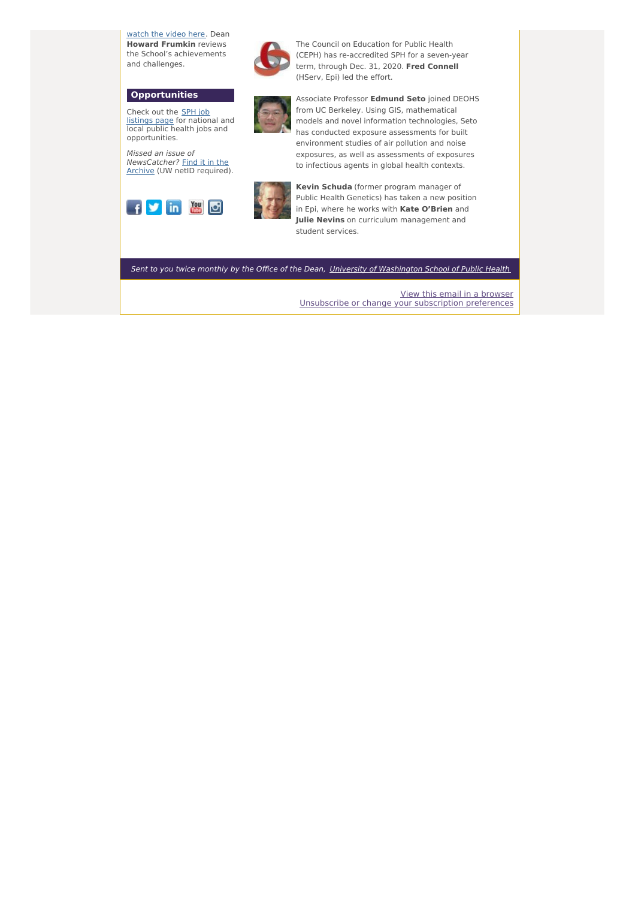watch the video here. Dean **Howard Frumkin** reviews the School's achievements and challenges.

## Opportunities

Check out the SPH job listings page for national and local public health jobs and opportunities.

*Missed an issue of NewsCatcher?* Find it in the Archive (UW netID required).

The Council on Education for Public Health (CEPH) has re-accredited SPH for a seven-year term, through Dec. 31, 2020. **Fred Connell** (HServ, Epi) led the effort.

Associate Professor **Edmund Seto** joined DEOHS from UC Berkeley. Using GIS, mathematical models and novel information technologies, Seto has conducted exposure assessments for built environment studies of air pollution and noise exposures, as well as assessments of exposures to infectious agents in global health contexts.

**Kevin Schuda** (former program manager of Public Health Genetics) has taken a new position in Epi, where he works with **Kate O'Brien** and **Julie Nevins** on curriculum management and student services.

*Sent to you twice monthly by the Office of the Dean, University of Washington School of Public Health*

View this email in a browser
Unsubscribe or change your subscription preferences